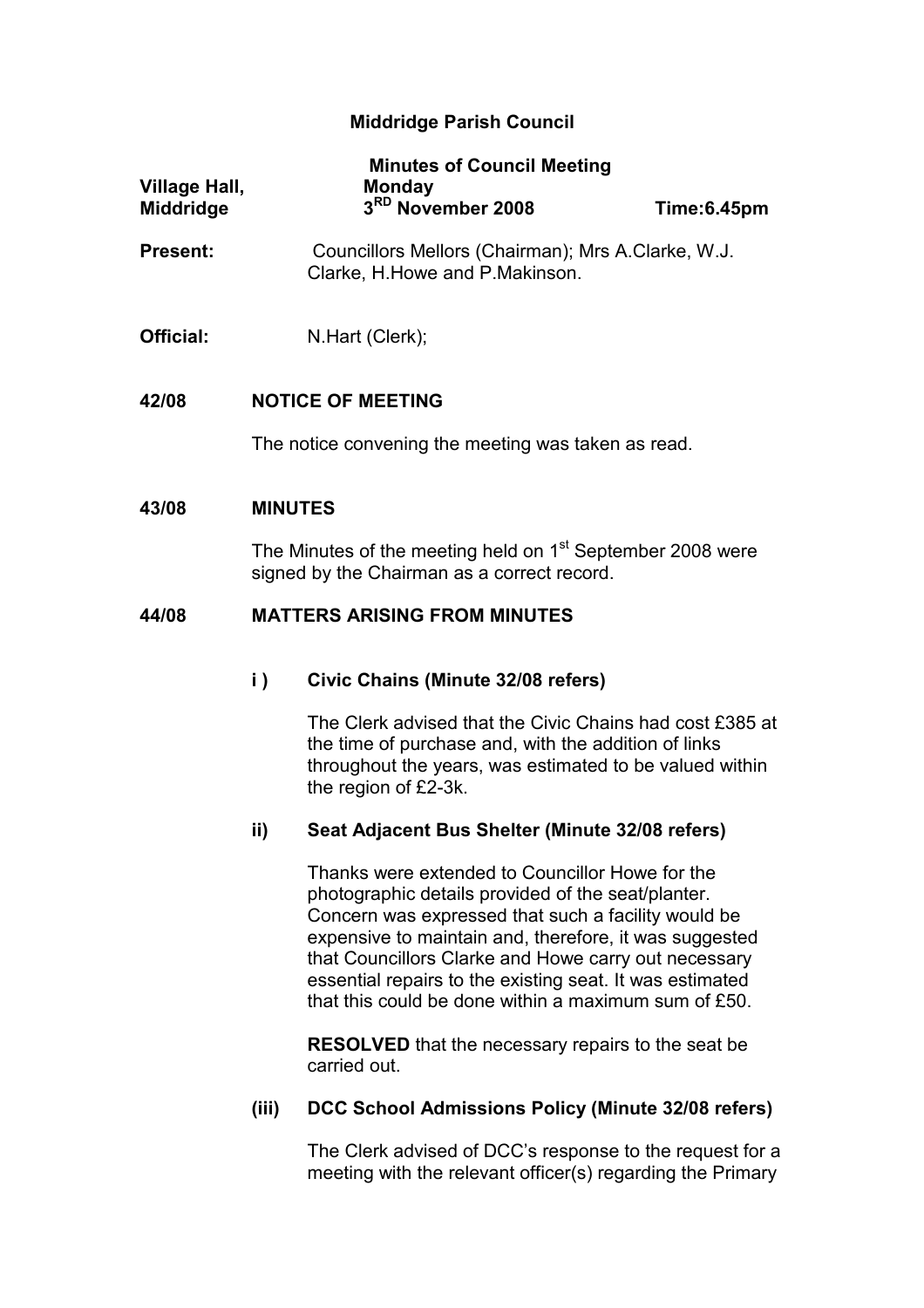# Middridge Parish Council

**Minutes of Council Meeting**

**Village Hall, Middridge** — **Monday 3RD November 2008** — **Time:6.45pm**

**Present:** Councillors Mellors (Chairman); Mrs A.Clarke, W.J. Clarke, H.Howe and P.Makinson.

**Official:** N.Hart (Clerk);

## 42/08 NOTICE OF MEETING

The notice convening the meeting was taken as read.

## 43/08 MINUTES

The Minutes of the meeting held on 1st September 2008 were signed by the Chairman as a correct record.

## 44/08 MATTERS ARISING FROM MINUTES

### i ) Civic Chains (Minute 32/08 refers)

The Clerk advised that the Civic Chains had cost £385 at the time of purchase and, with the addition of links throughout the years, was estimated to be valued within the region of £2-3k.

### ii) Seat Adjacent Bus Shelter (Minute 32/08 refers)

Thanks were extended to Councillor Howe for the photographic details provided of the seat/planter. Concern was expressed that such a facility would be expensive to maintain and, therefore, it was suggested that Councillors Clarke and Howe carry out necessary essential repairs to the existing seat. It was estimated that this could be done within a maximum sum of £50.

**RESOLVED** that the necessary repairs to the seat be carried out.

### (iii) DCC School Admissions Policy (Minute 32/08 refers)

The Clerk advised of DCC's response to the request for a meeting with the relevant officer(s) regarding the Primary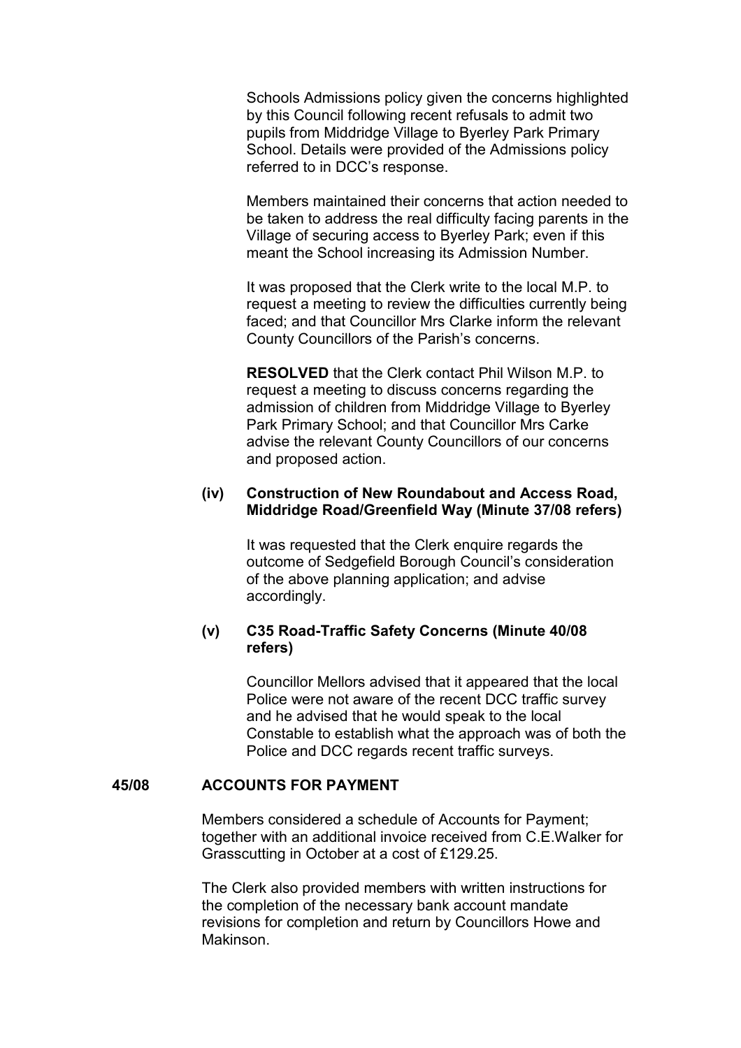Schools Admissions policy given the concerns highlighted by this Council following recent refusals to admit two pupils from Middridge Village to Byerley Park Primary School. Details were provided of the Admissions policy referred to in DCC's response.

Members maintained their concerns that action needed to be taken to address the real difficulty facing parents in the Village of securing access to Byerley Park; even if this meant the School increasing its Admission Number.

It was proposed that the Clerk write to the local M.P. to request a meeting to review the difficulties currently being faced; and that Councillor Mrs Clarke inform the relevant County Councillors of the Parish's concerns.

**RESOLVED** that the Clerk contact Phil Wilson M.P. to request a meeting to discuss concerns regarding the admission of children from Middridge Village to Byerley Park Primary School; and that Councillor Mrs Carke advise the relevant County Councillors of our concerns and proposed action.

**(iv) Construction of New Roundabout and Access Road, Middridge Road/Greenfield Way (Minute 37/08 refers)**

It was requested that the Clerk enquire regards the outcome of Sedgefield Borough Council's consideration of the above planning application; and advise accordingly.

**(v) C35 Road-Traffic Safety Concerns (Minute 40/08 refers)**

Councillor Mellors advised that it appeared that the local Police were not aware of the recent DCC traffic survey and he advised that he would speak to the local Constable to establish what the approach was of both the Police and DCC regards recent traffic surveys.

**45/08 ACCOUNTS FOR PAYMENT**

Members considered a schedule of Accounts for Payment; together with an additional invoice received from C.E.Walker for Grasscutting in October at a cost of £129.25.

The Clerk also provided members with written instructions for the completion of the necessary bank account mandate revisions for completion and return by Councillors Howe and Makinson.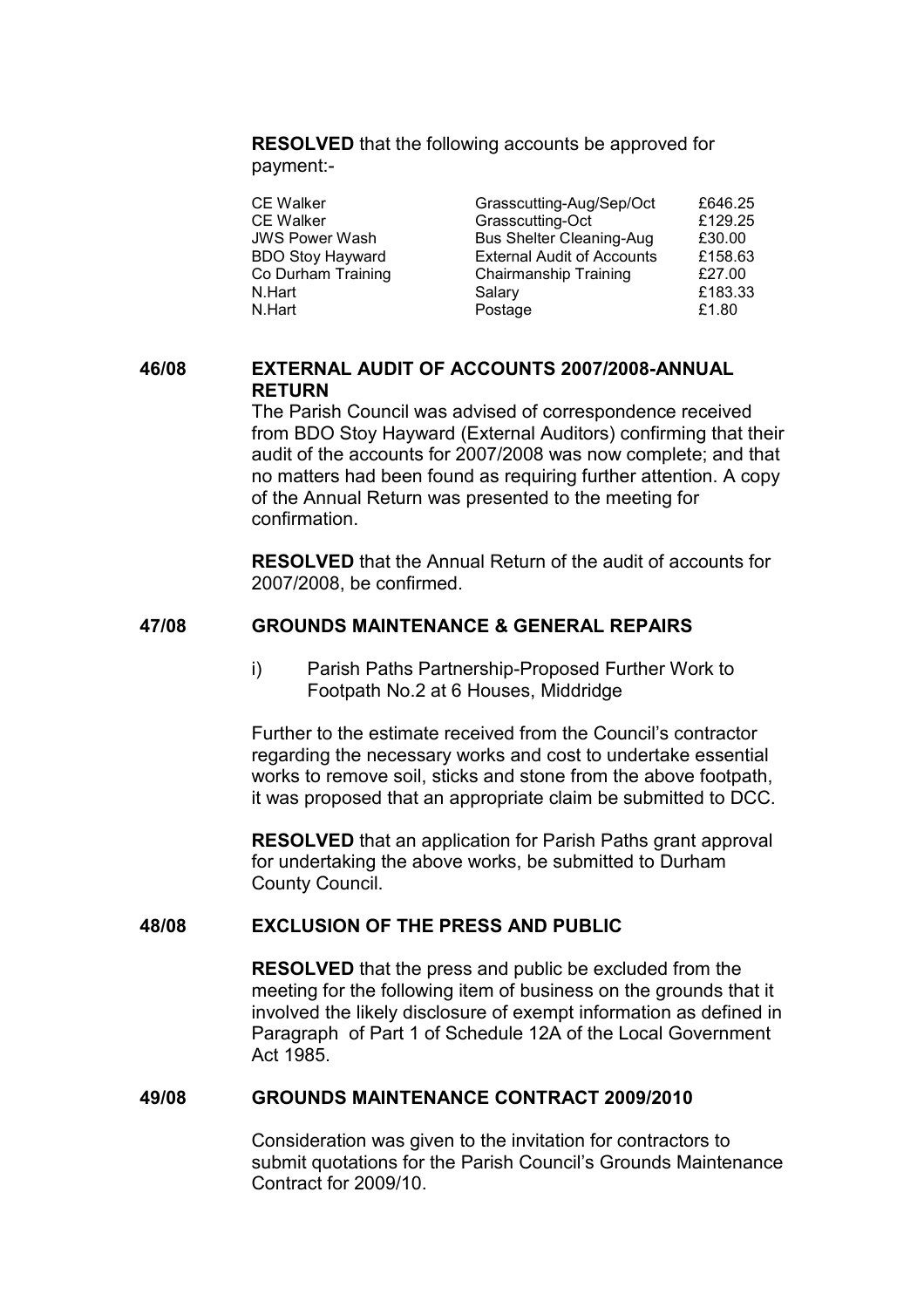**RESOLVED** that the following accounts be approved for payment:-

| | | |
|---|---|---|
| CE Walker | Grasscutting-Aug/Sep/Oct | £646.25 |
| CE Walker | Grasscutting-Oct | £129.25 |
| JWS Power Wash | Bus Shelter Cleaning-Aug | £30.00 |
| BDO Stoy Hayward | External Audit of Accounts | £158.63 |
| Co Durham Training | Chairmanship Training | £27.00 |
| N.Hart | Salary | £183.33 |
| N.Hart | Postage | £1.80 |

## 46/08 EXTERNAL AUDIT OF ACCOUNTS 2007/2008-ANNUAL RETURN

The Parish Council was advised of correspondence received from BDO Stoy Hayward (External Auditors) confirming that their audit of the accounts for 2007/2008 was now complete; and that no matters had been found as requiring further attention. A copy of the Annual Return was presented to the meeting for confirmation.

**RESOLVED** that the Annual Return of the audit of accounts for 2007/2008, be confirmed.

## 47/08 GROUNDS MAINTENANCE & GENERAL REPAIRS

i) Parish Paths Partnership-Proposed Further Work to Footpath No.2 at 6 Houses, Middridge

Further to the estimate received from the Council's contractor regarding the necessary works and cost to undertake essential works to remove soil, sticks and stone from the above footpath, it was proposed that an appropriate claim be submitted to DCC.

**RESOLVED** that an application for Parish Paths grant approval for undertaking the above works, be submitted to Durham County Council.

## 48/08 EXCLUSION OF THE PRESS AND PUBLIC

**RESOLVED** that the press and public be excluded from the meeting for the following item of business on the grounds that it involved the likely disclosure of exempt information as defined in Paragraph of Part 1 of Schedule 12A of the Local Government Act 1985.

## 49/08 GROUNDS MAINTENANCE CONTRACT 2009/2010

Consideration was given to the invitation for contractors to submit quotations for the Parish Council's Grounds Maintenance Contract for 2009/10.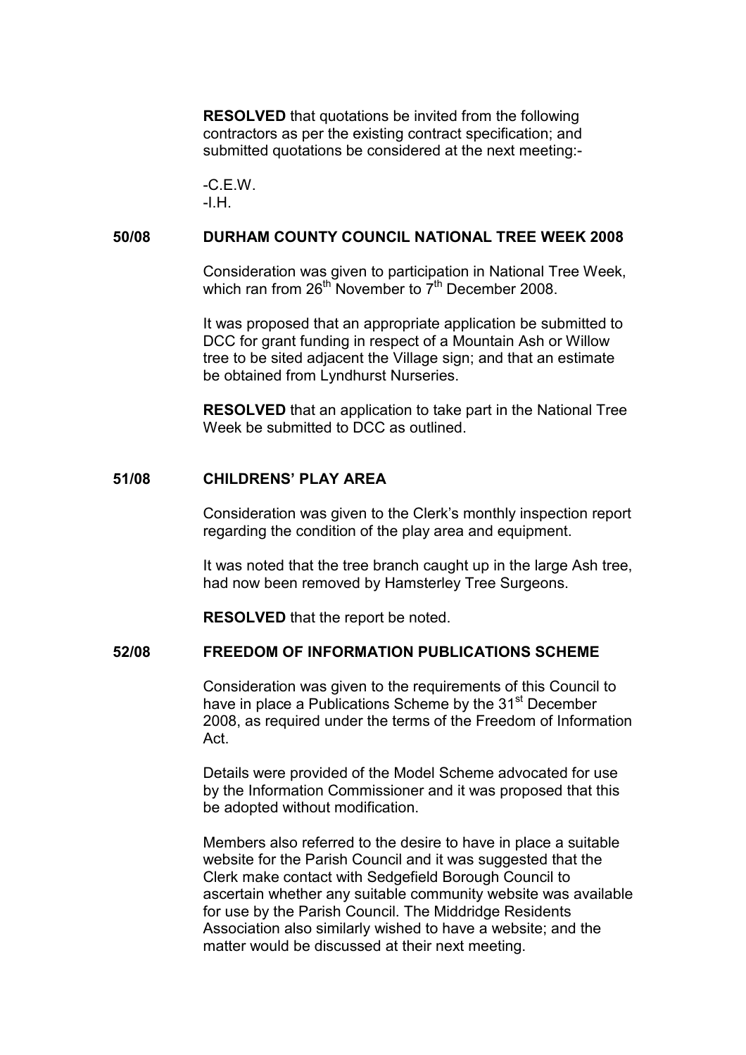**RESOLVED** that quotations be invited from the following contractors as per the existing contract specification; and submitted quotations be considered at the next meeting:-

-C.E.W.
-I.H.

## 50/08 DURHAM COUNTY COUNCIL NATIONAL TREE WEEK 2008

Consideration was given to participation in National Tree Week, which ran from 26th November to 7th December 2008.

It was proposed that an appropriate application be submitted to DCC for grant funding in respect of a Mountain Ash or Willow tree to be sited adjacent the Village sign; and that an estimate be obtained from Lyndhurst Nurseries.

**RESOLVED** that an application to take part in the National Tree Week be submitted to DCC as outlined.

## 51/08 CHILDRENS' PLAY AREA

Consideration was given to the Clerk's monthly inspection report regarding the condition of the play area and equipment.

It was noted that the tree branch caught up in the large Ash tree, had now been removed by Hamsterley Tree Surgeons.

**RESOLVED** that the report be noted.

## 52/08 FREEDOM OF INFORMATION PUBLICATIONS SCHEME

Consideration was given to the requirements of this Council to have in place a Publications Scheme by the 31st December 2008, as required under the terms of the Freedom of Information Act.

Details were provided of the Model Scheme advocated for use by the Information Commissioner and it was proposed that this be adopted without modification.

Members also referred to the desire to have in place a suitable website for the Parish Council and it was suggested that the Clerk make contact with Sedgefield Borough Council to ascertain whether any suitable community website was available for use by the Parish Council. The Middridge Residents Association also similarly wished to have a website; and the matter would be discussed at their next meeting.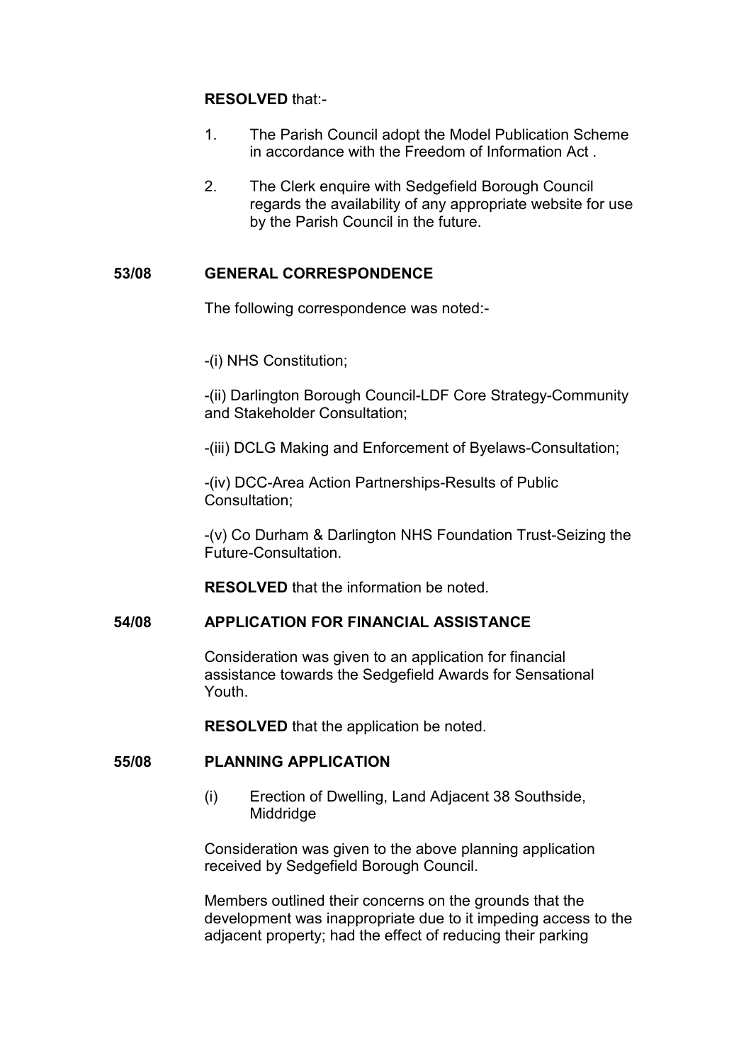**RESOLVED** that:-

1. The Parish Council adopt the Model Publication Scheme in accordance with the Freedom of Information Act .

2. The Clerk enquire with Sedgefield Borough Council regards the availability of any appropriate website for use by the Parish Council in the future.

**53/08 GENERAL CORRESPONDENCE**

The following correspondence was noted:-

-(i) NHS Constitution;

-(ii) Darlington Borough Council-LDF Core Strategy-Community and Stakeholder Consultation;

-(iii) DCLG Making and Enforcement of Byelaws-Consultation;

-(iv) DCC-Area Action Partnerships-Results of Public Consultation;

-(v) Co Durham & Darlington NHS Foundation Trust-Seizing the Future-Consultation.

**RESOLVED** that the information be noted.

**54/08 APPLICATION FOR FINANCIAL ASSISTANCE**

Consideration was given to an application for financial assistance towards the Sedgefield Awards for Sensational Youth.

**RESOLVED** that the application be noted.

**55/08 PLANNING APPLICATION**

(i) Erection of Dwelling, Land Adjacent 38 Southside, Middridge

Consideration was given to the above planning application received by Sedgefield Borough Council.

Members outlined their concerns on the grounds that the development was inappropriate due to it impeding access to the adjacent property; had the effect of reducing their parking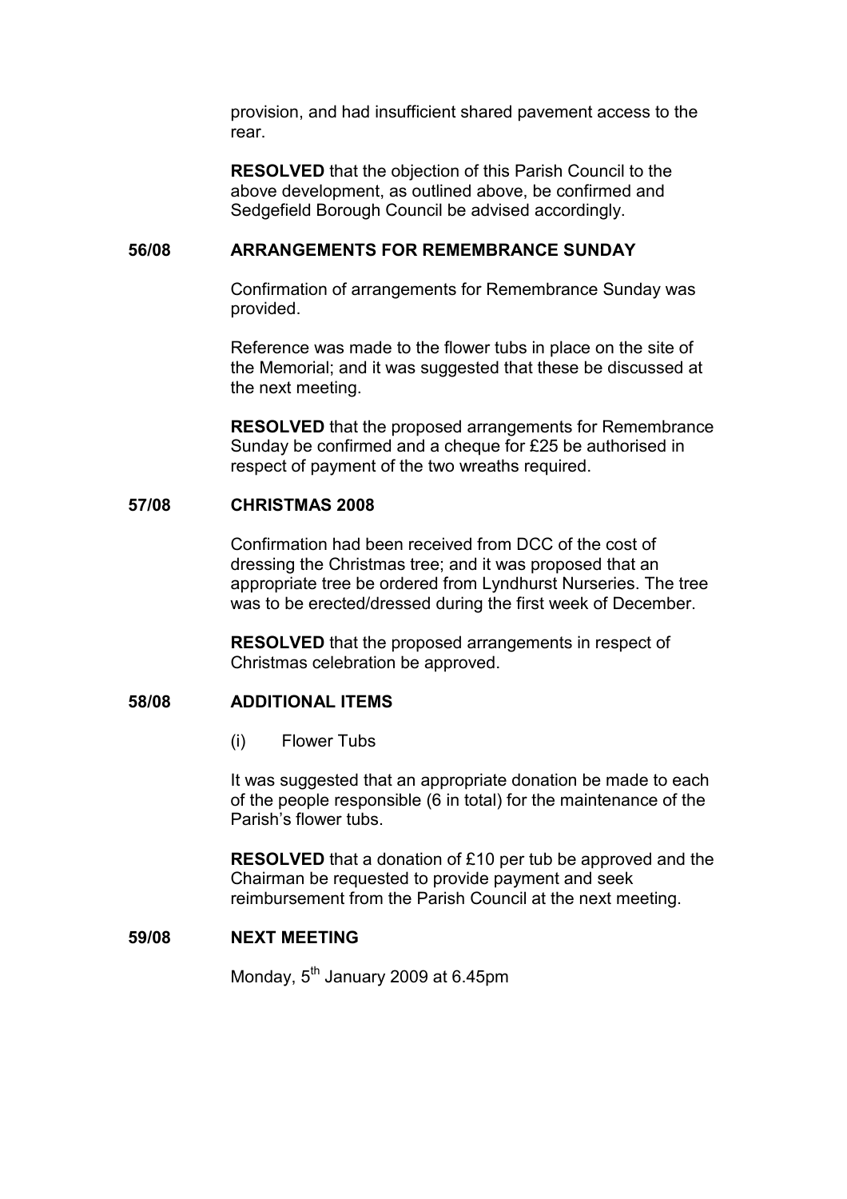provision, and had insufficient shared pavement access to the rear.

**RESOLVED** that the objection of this Parish Council to the above development, as outlined above, be confirmed and Sedgefield Borough Council be advised accordingly.

**56/08 ARRANGEMENTS FOR REMEMBRANCE SUNDAY**

Confirmation of arrangements for Remembrance Sunday was provided.

Reference was made to the flower tubs in place on the site of the Memorial; and it was suggested that these be discussed at the next meeting.

**RESOLVED** that the proposed arrangements for Remembrance Sunday be confirmed and a cheque for £25 be authorised in respect of payment of the two wreaths required.

**57/08 CHRISTMAS 2008**

Confirmation had been received from DCC of the cost of dressing the Christmas tree; and it was proposed that an appropriate tree be ordered from Lyndhurst Nurseries. The tree was to be erected/dressed during the first week of December.

**RESOLVED** that the proposed arrangements in respect of Christmas celebration be approved.

**58/08 ADDITIONAL ITEMS**

(i) Flower Tubs

It was suggested that an appropriate donation be made to each of the people responsible (6 in total) for the maintenance of the Parish's flower tubs.

**RESOLVED** that a donation of £10 per tub be approved and the Chairman be requested to provide payment and seek reimbursement from the Parish Council at the next meeting.

**59/08 NEXT MEETING**

Monday, 5th January 2009 at 6.45pm